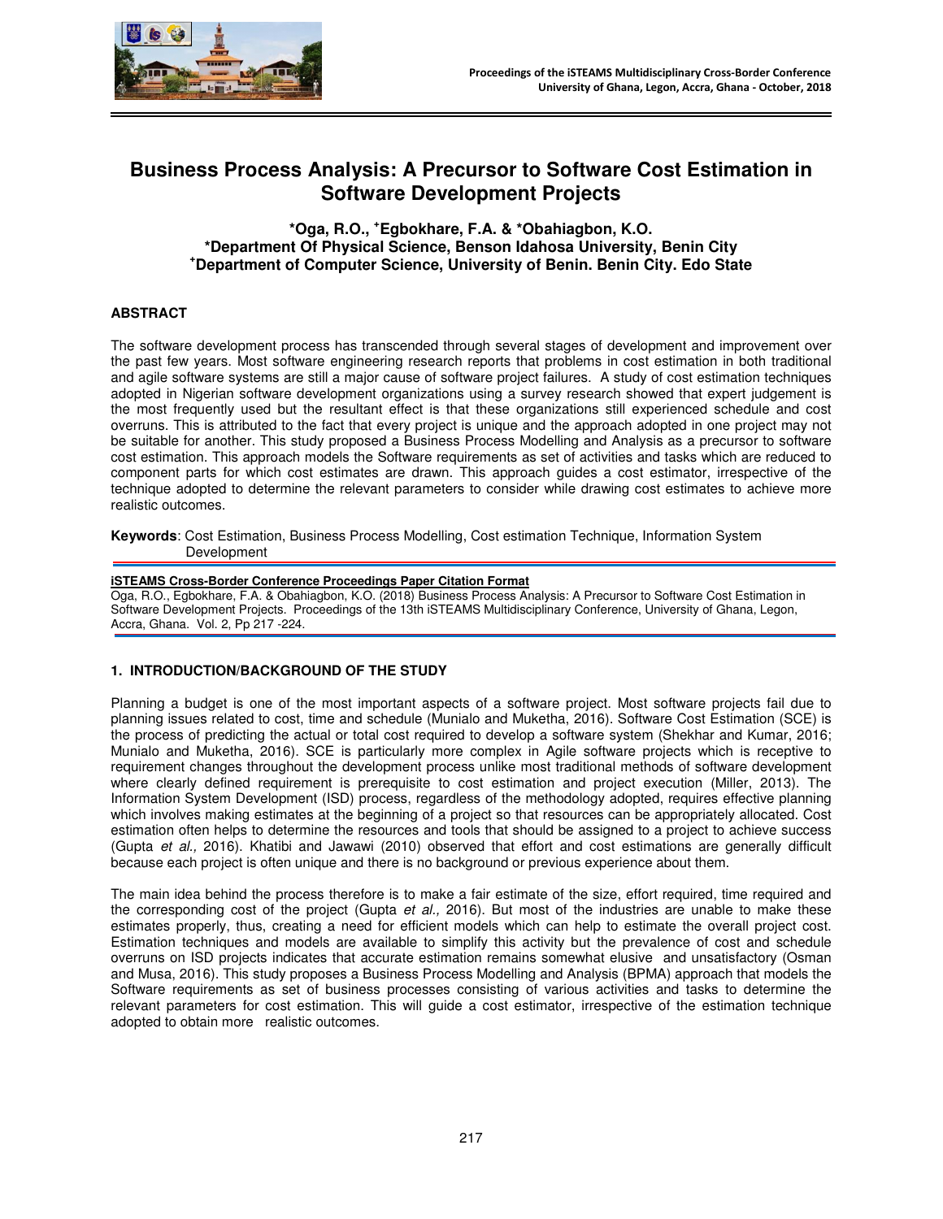# Business Process Analysis: A Precursor to Software Cost Estimation in Software Development Projects

**\*Oga, R.O., [+]Egbokhare, F.A. & \*Obahiagbon, K.O.**
**\*Department Of Physical Science, Benson Idahosa University, Benin City**
**[+]Department of Computer Science, University of Benin. Benin City. Edo State**

## ABSTRACT

The software development process has transcended through several stages of development and improvement over the past few years. Most software engineering research reports that problems in cost estimation in both traditional and agile software systems are still a major cause of software project failures. A study of cost estimation techniques adopted in Nigerian software development organizations using a survey research showed that expert judgement is the most frequently used but the resultant effect is that these organizations still experienced schedule and cost overruns. This is attributed to the fact that every project is unique and the approach adopted in one project may not be suitable for another. This study proposed a Business Process Modelling and Analysis as a precursor to software cost estimation. This approach models the Software requirements as set of activities and tasks which are reduced to component parts for which cost estimates are drawn. This approach guides a cost estimator, irrespective of the technique adopted to determine the relevant parameters to consider while drawing cost estimates to achieve more realistic outcomes.

**Keywords**: Cost Estimation, Business Process Modelling, Cost estimation Technique, Information System Development

**iSTEAMS Cross-Border Conference Proceedings Paper Citation Format**
Oga, R.O., Egbokhare, F.A. & Obahiagbon, K.O. (2018) Business Process Analysis: A Precursor to Software Cost Estimation in Software Development Projects. Proceedings of the 13th iSTEAMS Multidisciplinary Conference, University of Ghana, Legon, Accra, Ghana. Vol. 2, Pp 217 -224.

## 1. INTRODUCTION/BACKGROUND OF THE STUDY

Planning a budget is one of the most important aspects of a software project. Most software projects fail due to planning issues related to cost, time and schedule (Munialo and Muketha, 2016). Software Cost Estimation (SCE) is the process of predicting the actual or total cost required to develop a software system (Shekhar and Kumar, 2016; Munialo and Muketha, 2016). SCE is particularly more complex in Agile software projects which is receptive to requirement changes throughout the development process unlike most traditional methods of software development where clearly defined requirement is prerequisite to cost estimation and project execution (Miller, 2013). The Information System Development (ISD) process, regardless of the methodology adopted, requires effective planning which involves making estimates at the beginning of a project so that resources can be appropriately allocated. Cost estimation often helps to determine the resources and tools that should be assigned to a project to achieve success (Gupta *et al.,* 2016). Khatibi and Jawawi (2010) observed that effort and cost estimations are generally difficult because each project is often unique and there is no background or previous experience about them.

The main idea behind the process therefore is to make a fair estimate of the size, effort required, time required and the corresponding cost of the project (Gupta *et al.,* 2016). But most of the industries are unable to make these estimates properly, thus, creating a need for efficient models which can help to estimate the overall project cost. Estimation techniques and models are available to simplify this activity but the prevalence of cost and schedule overruns on ISD projects indicates that accurate estimation remains somewhat elusive and unsatisfactory (Osman and Musa, 2016). This study proposes a Business Process Modelling and Analysis (BPMA) approach that models the Software requirements as set of business processes consisting of various activities and tasks to determine the relevant parameters for cost estimation. This will guide a cost estimator, irrespective of the estimation technique adopted to obtain more realistic outcomes.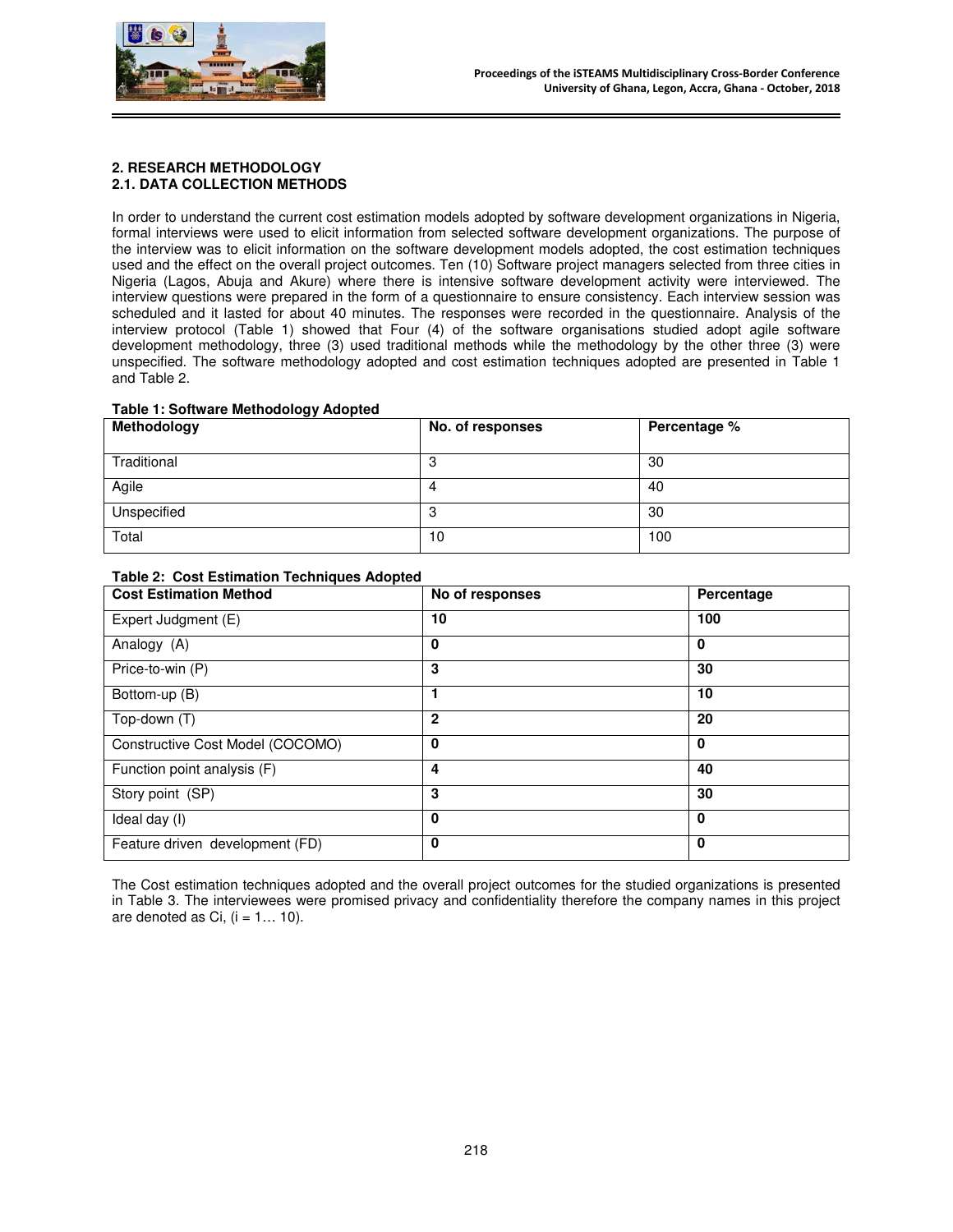## 2. RESEARCH METHODOLOGY

### 2.1. DATA COLLECTION METHODS

In order to understand the current cost estimation models adopted by software development organizations in Nigeria, formal interviews were used to elicit information from selected software development organizations. The purpose of the interview was to elicit information on the software development models adopted, the cost estimation techniques used and the effect on the overall project outcomes. Ten (10) Software project managers selected from three cities in Nigeria (Lagos, Abuja and Akure) where there is intensive software development activity were interviewed. The interview questions were prepared in the form of a questionnaire to ensure consistency. Each interview session was scheduled and it lasted for about 40 minutes. The responses were recorded in the questionnaire. Analysis of the interview protocol (Table 1) showed that Four (4) of the software organisations studied adopt agile software development methodology, three (3) used traditional methods while the methodology by the other three (3) were unspecified. The software methodology adopted and cost estimation techniques adopted are presented in Table 1 and Table 2.

**Table 1: Software Methodology Adopted**

| Methodology | No. of responses | Percentage % |
|---|---|---|
| Traditional | 3 | 30 |
| Agile | 4 | 40 |
| Unspecified | 3 | 30 |
| Total | 10 | 100 |

**Table 2: Cost Estimation Techniques Adopted**

| Cost Estimation Method | No of responses | Percentage |
|---|---|---|
| Expert Judgment (E) | **10** | **100** |
| Analogy (A) | **0** | **0** |
| Price-to-win (P) | **3** | **30** |
| Bottom-up (B) | **1** | **10** |
| Top-down (T) | **2** | **20** |
| Constructive Cost Model (COCOMO) | **0** | **0** |
| Function point analysis (F) | **4** | **40** |
| Story point (SP) | **3** | **30** |
| Ideal day (I) | **0** | **0** |
| Feature driven development (FD) | **0** | **0** |

The Cost estimation techniques adopted and the overall project outcomes for the studied organizations is presented in Table 3. The interviewees were promised privacy and confidentiality therefore the company names in this project are denoted as Ci, (i = 1… 10).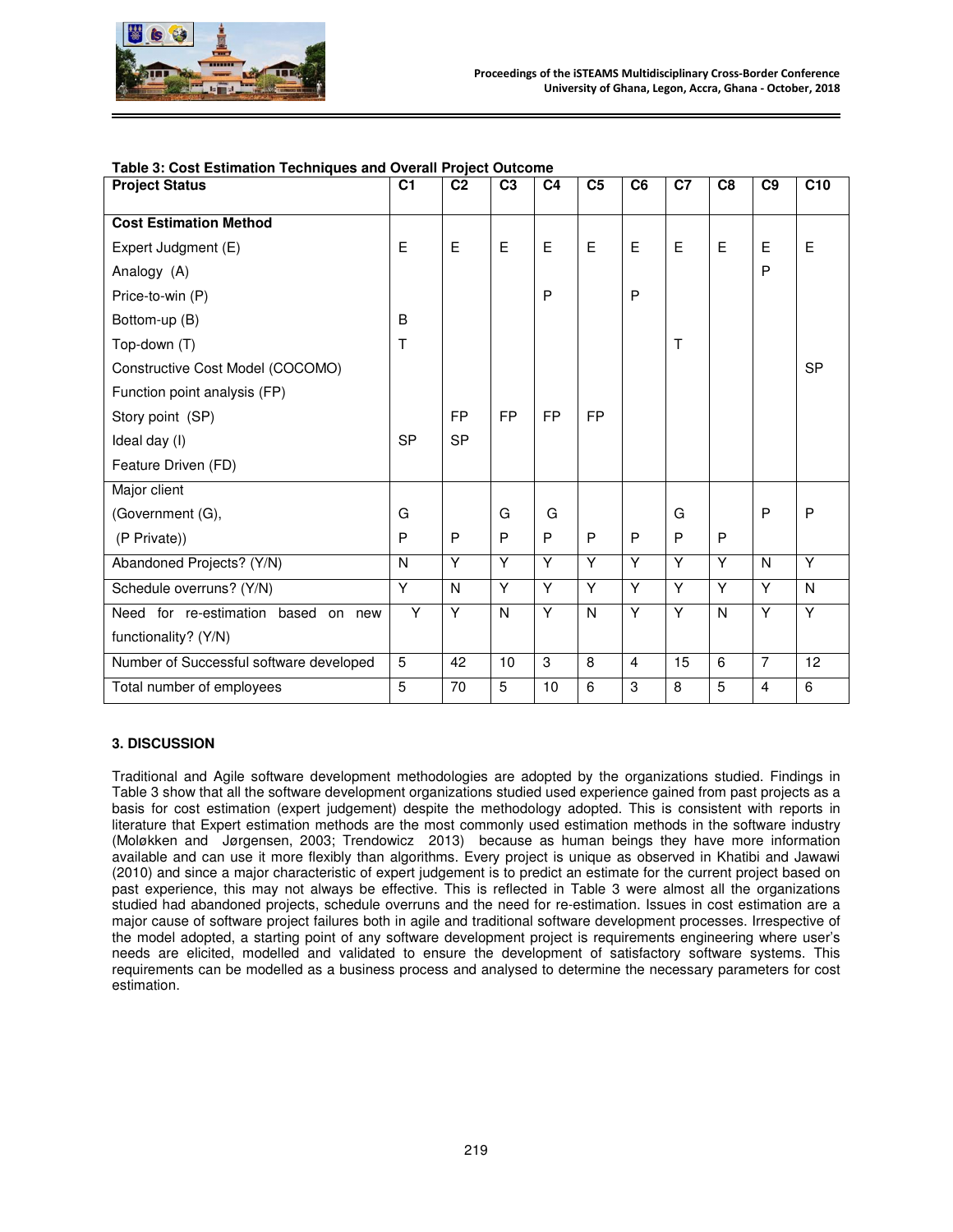**Table 3: Cost Estimation Techniques and Overall Project Outcome**

| Project Status | C1 | C2 | C3 | C4 | C5 | C6 | C7 | C8 | C9 | C10 |
|---|---|---|---|---|---|---|---|---|---|---|
| **Cost Estimation Method** | | | | | | | | | | |
| Expert Judgment (E) | E | E | E | E | E | E | E | E | E | E |
| Analogy (A) | | | | | | | | | P | |
| Price-to-win (P) | | | | P | | P | | | | |
| Bottom-up (B) | B | | | | | | | | | |
| Top-down (T) | T | | | | | | T | | | |
| Constructive Cost Model (COCOMO) | | | | | | | | | | SP |
| Function point analysis (FP) | | | | | | | | | | |
| Story point (SP) | | FP | FP | FP | FP | | | | | |
| Ideal day (I) | SP | SP | | | | | | | | |
| Feature Driven (FD) | | | | | | | | | | |
| Major client | | | | | | | | | | |
| (Government (G), | G | | G | G | | | G | | P | P |
| (P Private)) | P | P | P | P | P | P | P | P | | |
| Abandoned Projects? (Y/N) | N | Y | Y | Y | Y | Y | Y | Y | N | Y |
| Schedule overruns? (Y/N) | Y | N | Y | Y | Y | Y | Y | Y | Y | N |
| Need for re-estimation based on new functionality? (Y/N) | Y | Y | N | Y | N | Y | Y | N | Y | Y |
| Number of Successful software developed | 5 | 42 | 10 | 3 | 8 | 4 | 15 | 6 | 7 | 12 |
| Total number of employees | 5 | 70 | 5 | 10 | 6 | 3 | 8 | 5 | 4 | 6 |

### 3. DISCUSSION

Traditional and Agile software development methodologies are adopted by the organizations studied. Findings in Table 3 show that all the software development organizations studied used experience gained from past projects as a basis for cost estimation (expert judgement) despite the methodology adopted. This is consistent with reports in literature that Expert estimation methods are the most commonly used estimation methods in the software industry (Moløkken and Jørgensen, 2003; Trendowicz 2013) because as human beings they have more information available and can use it more flexibly than algorithms. Every project is unique as observed in Khatibi and Jawawi (2010) and since a major characteristic of expert judgement is to predict an estimate for the current project based on past experience, this may not always be effective. This is reflected in Table 3 were almost all the organizations studied had abandoned projects, schedule overruns and the need for re-estimation. Issues in cost estimation are a major cause of software project failures both in agile and traditional software development processes. Irrespective of the model adopted, a starting point of any software development project is requirements engineering where user's needs are elicited, modelled and validated to ensure the development of satisfactory software systems. This requirements can be modelled as a business process and analysed to determine the necessary parameters for cost estimation.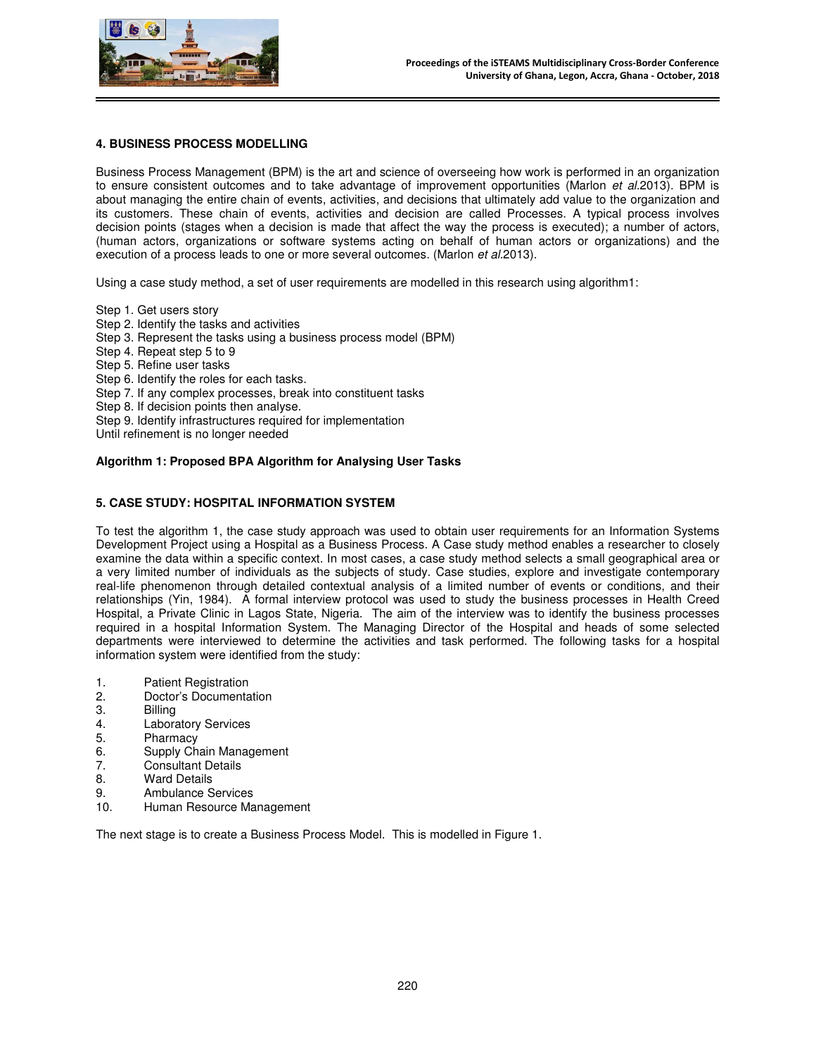## 4. BUSINESS PROCESS MODELLING

Business Process Management (BPM) is the art and science of overseeing how work is performed in an organization to ensure consistent outcomes and to take advantage of improvement opportunities (Marlon *et al.*2013). BPM is about managing the entire chain of events, activities, and decisions that ultimately add value to the organization and its customers. These chain of events, activities and decision are called Processes. A typical process involves decision points (stages when a decision is made that affect the way the process is executed); a number of actors, (human actors, organizations or software systems acting on behalf of human actors or organizations) and the execution of a process leads to one or more several outcomes. (Marlon *et al.*2013).

Using a case study method, a set of user requirements are modelled in this research using algorithm1:

Step 1. Get users story  
Step 2. Identify the tasks and activities  
Step 3. Represent the tasks using a business process model (BPM)  
Step 4. Repeat step 5 to 9  
Step 5. Refine user tasks  
Step 6. Identify the roles for each tasks.  
Step 7. If any complex processes, break into constituent tasks  
Step 8. If decision points then analyse.  
Step 9. Identify infrastructures required for implementation  
Until refinement is no longer needed

**Algorithm 1: Proposed BPA Algorithm for Analysing User Tasks**

## 5. CASE STUDY: HOSPITAL INFORMATION SYSTEM

To test the algorithm 1, the case study approach was used to obtain user requirements for an Information Systems Development Project using a Hospital as a Business Process. A Case study method enables a researcher to closely examine the data within a specific context. In most cases, a case study method selects a small geographical area or a very limited number of individuals as the subjects of study. Case studies, explore and investigate contemporary real-life phenomenon through detailed contextual analysis of a limited number of events or conditions, and their relationships (Yin, 1984). A formal interview protocol was used to study the business processes in Health Creed Hospital, a Private Clinic in Lagos State, Nigeria. The aim of the interview was to identify the business processes required in a hospital Information System. The Managing Director of the Hospital and heads of some selected departments were interviewed to determine the activities and task performed. The following tasks for a hospital information system were identified from the study:

1. Patient Registration
2. Doctor's Documentation
3. Billing
4. Laboratory Services
5. Pharmacy
6. Supply Chain Management
7. Consultant Details
8. Ward Details
9. Ambulance Services
10. Human Resource Management

The next stage is to create a Business Process Model. This is modelled in Figure 1.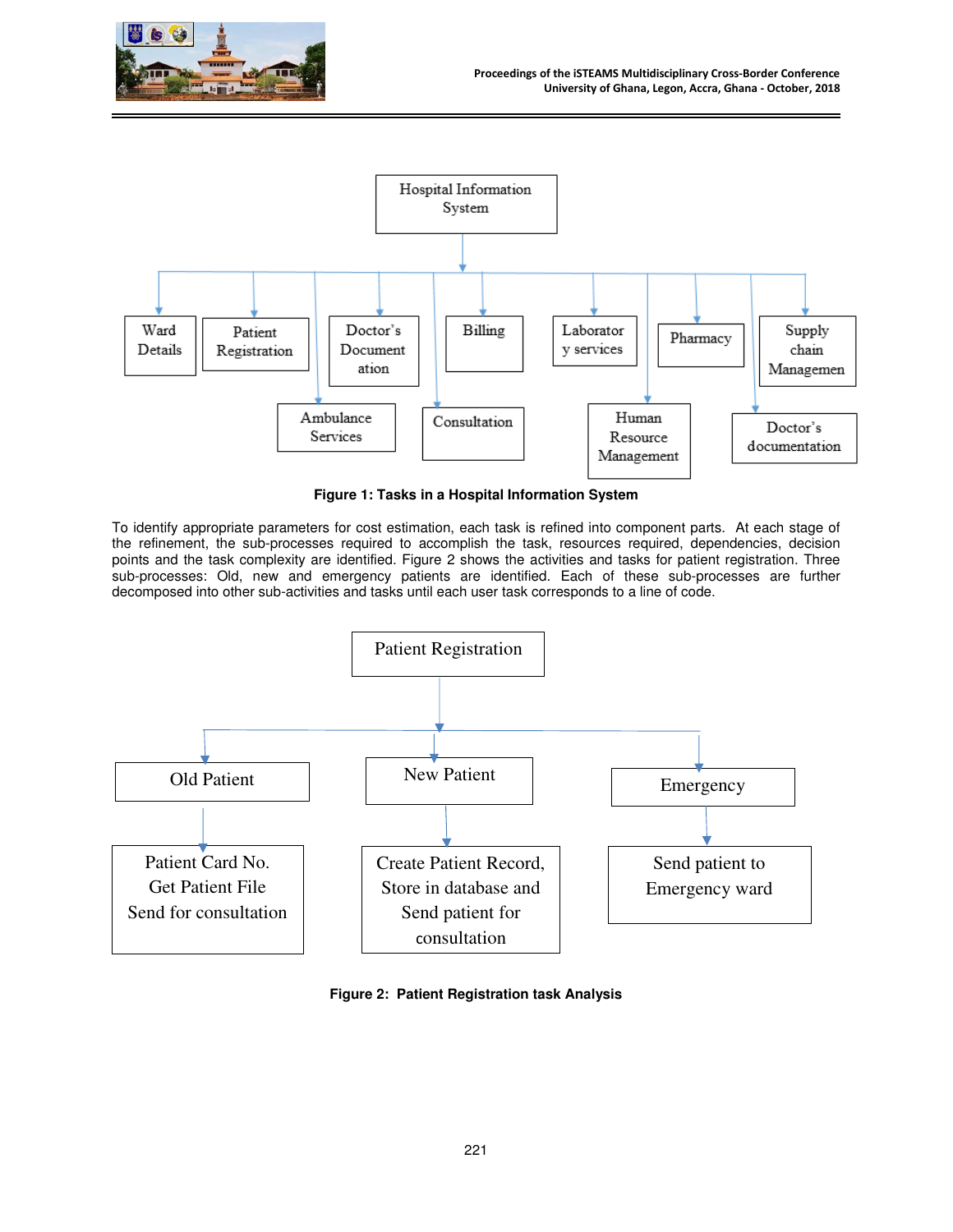Hospital Information System

Ward Details | Patient Registration | Doctor's Document ation | Billing | Laborator y services | Pharmacy | Supply chain Managemen

Ambulance Services | Consultation | Human Resource Management | Doctor's documentation

**Figure 1: Tasks in a Hospital Information System**

To identify appropriate parameters for cost estimation, each task is refined into component parts. At each stage of the refinement, the sub-processes required to accomplish the task, resources required, dependencies, decision points and the task complexity are identified. Figure 2 shows the activities and tasks for patient registration. Three sub-processes: Old, new and emergency patients are identified. Each of these sub-processes are further decomposed into other sub-activities and tasks until each user task corresponds to a line of code.

Patient Registration

Old Patient | New Patient | Emergency

Patient Card No. Get Patient File Send for consultation | Create Patient Record, Store in database and Send patient for consultation | Send patient to Emergency ward

**Figure 2: Patient Registration task Analysis**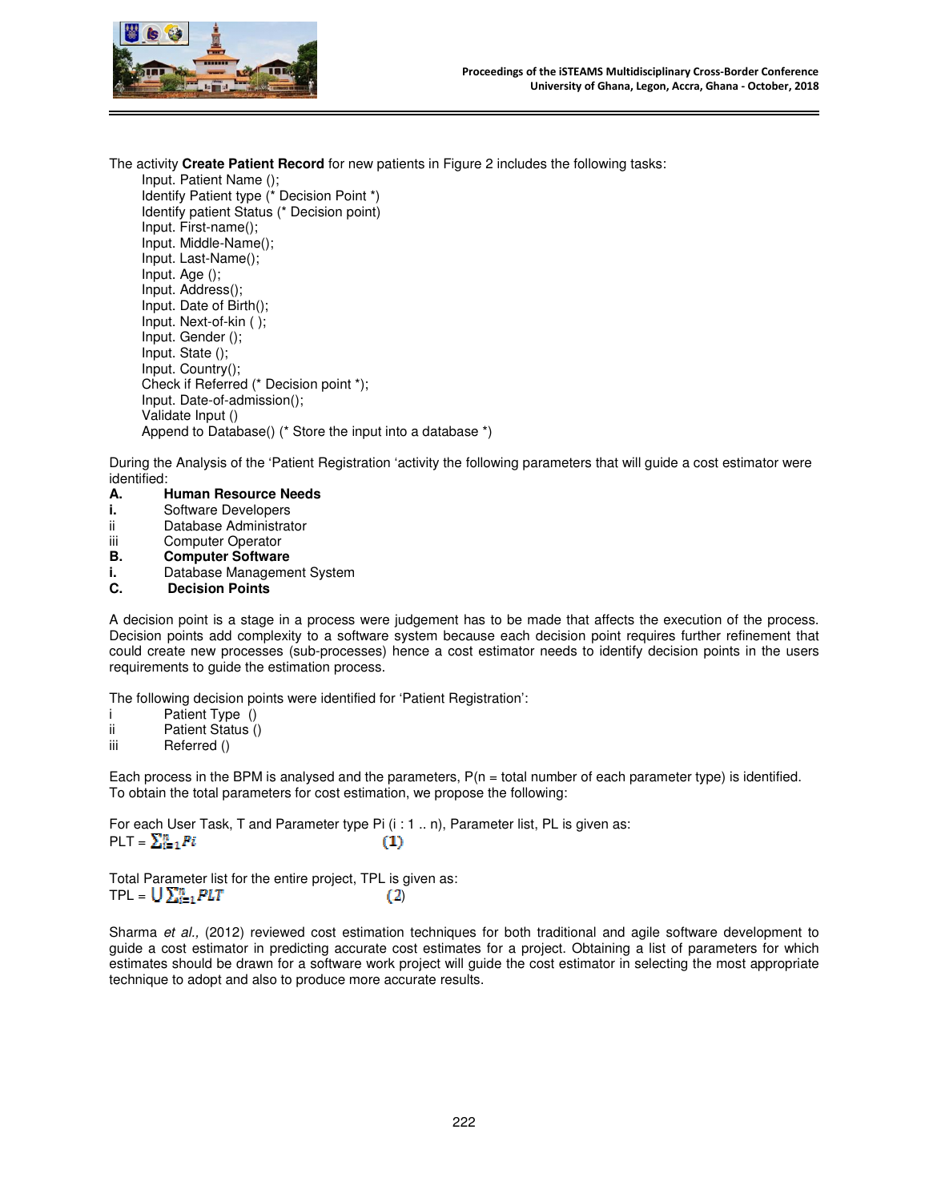The activity **Create Patient Record** for new patients in Figure 2 includes the following tasks:

```
Input. Patient Name ();
Identify Patient type (* Decision Point *)
Identify patient Status (* Decision point)
Input. First-name();
Input. Middle-Name();
Input. Last-Name();
Input. Age ();
Input. Address();
Input. Date of Birth();
Input. Next-of-kin ( );
Input. Gender ();
Input. State ();
Input. Country();
Check if Referred (* Decision point *);
Input. Date-of-admission();
Validate Input ()
Append to Database() (* Store the input into a database *)
```

During the Analysis of the 'Patient Registration 'activity the following parameters that will guide a cost estimator were identified:

**A. Human Resource Needs**

**i.** Software Developers
ii Database Administrator
iii Computer Operator

**B. Computer Software**

**i.** Database Management System

**C. Decision Points**

A decision point is a stage in a process were judgement has to be made that affects the execution of the process. Decision points add complexity to a software system because each decision point requires further refinement that could create new processes (sub-processes) hence a cost estimator needs to identify decision points in the users requirements to guide the estimation process.

The following decision points were identified for 'Patient Registration':

i Patient Type ()
ii Patient Status ()
iii Referred ()

Each process in the BPM is analysed and the parameters, P(n = total number of each parameter type) is identified. To obtain the total parameters for cost estimation, we propose the following:

For each User Task, T and Parameter type Pi (i : 1 .. n), Parameter list, PL is given as:

$$PLT = \sum_{i=1}^{n} Pi \qquad (1)$$

Total Parameter list for the entire project, TPL is given as:

$$TPL = \bigcup \sum_{i=1}^{n} PLT \qquad (2)$$

Sharma *et al.,* (2012) reviewed cost estimation techniques for both traditional and agile software development to guide a cost estimator in predicting accurate cost estimates for a project. Obtaining a list of parameters for which estimates should be drawn for a software work project will guide the cost estimator in selecting the most appropriate technique to adopt and also to produce more accurate results.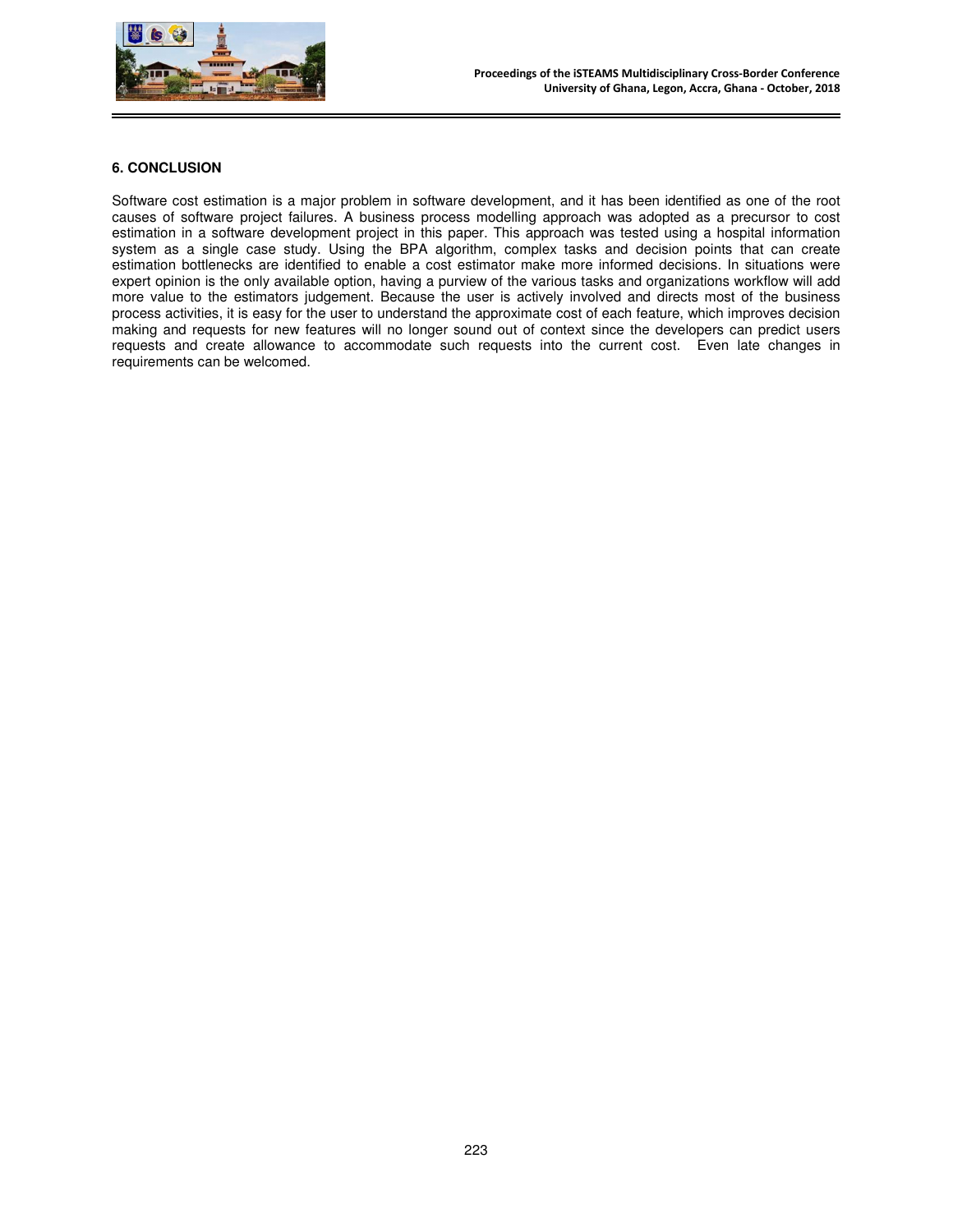## 6. CONCLUSION

Software cost estimation is a major problem in software development, and it has been identified as one of the root causes of software project failures. A business process modelling approach was adopted as a precursor to cost estimation in a software development project in this paper. This approach was tested using a hospital information system as a single case study. Using the BPA algorithm, complex tasks and decision points that can create estimation bottlenecks are identified to enable a cost estimator make more informed decisions. In situations were expert opinion is the only available option, having a purview of the various tasks and organizations workflow will add more value to the estimators judgement. Because the user is actively involved and directs most of the business process activities, it is easy for the user to understand the approximate cost of each feature, which improves decision making and requests for new features will no longer sound out of context since the developers can predict users requests and create allowance to accommodate such requests into the current cost. Even late changes in requirements can be welcomed.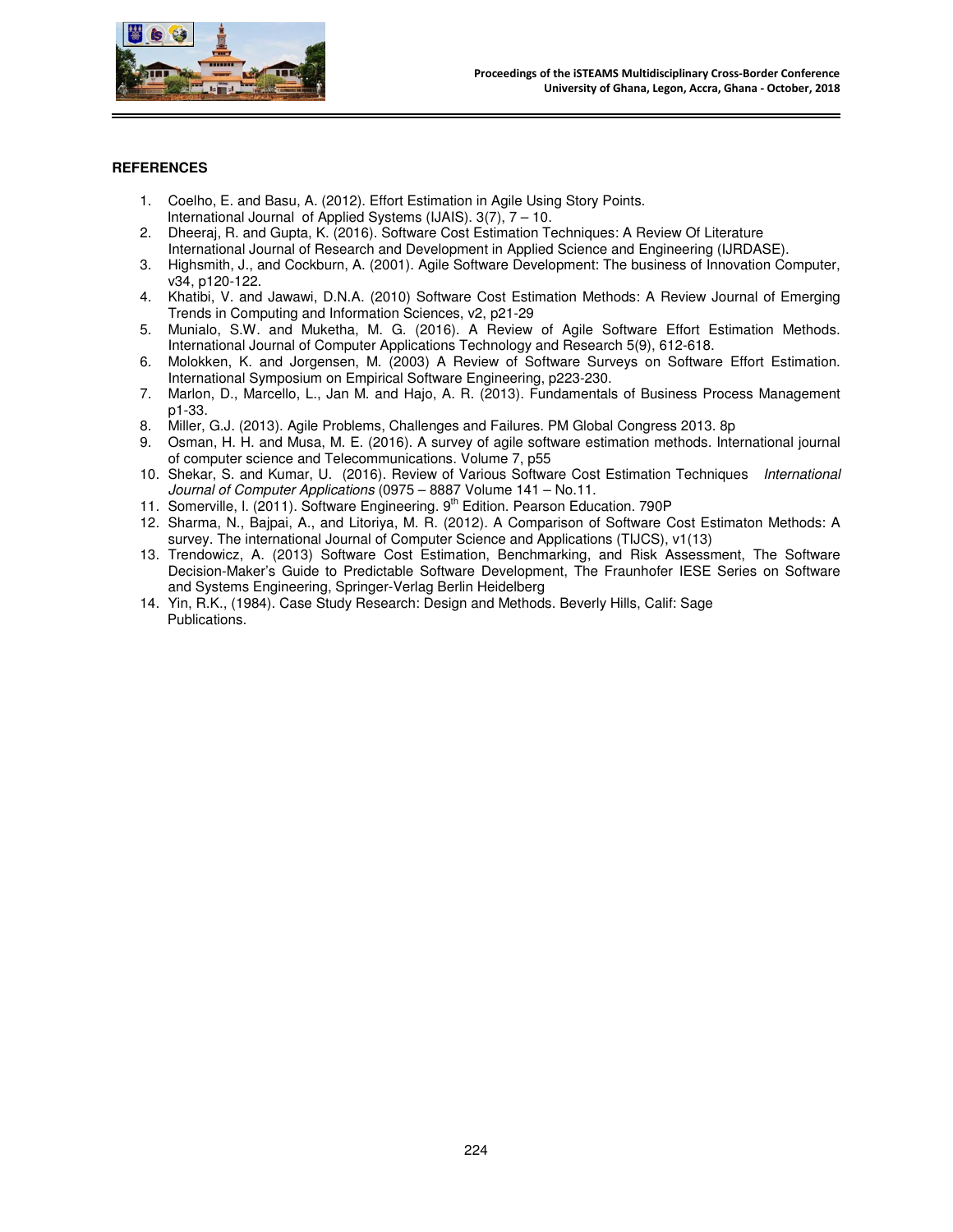**REFERENCES**

1. Coelho, E. and Basu, A. (2012). Effort Estimation in Agile Using Story Points. International Journal of Applied Systems (IJAIS). 3(7), 7 – 10.
2. Dheeraj, R. and Gupta, K. (2016). Software Cost Estimation Techniques: A Review Of Literature International Journal of Research and Development in Applied Science and Engineering (IJRDASE).
3. Highsmith, J., and Cockburn, A. (2001). Agile Software Development: The business of Innovation Computer, v34, p120-122.
4. Khatibi, V. and Jawawi, D.N.A. (2010) Software Cost Estimation Methods: A Review Journal of Emerging Trends in Computing and Information Sciences, v2, p21-29
5. Munialo, S.W. and Muketha, M. G. (2016). A Review of Agile Software Effort Estimation Methods. International Journal of Computer Applications Technology and Research 5(9), 612-618.
6. Molokken, K. and Jorgensen, M. (2003) A Review of Software Surveys on Software Effort Estimation. International Symposium on Empirical Software Engineering, p223-230.
7. Marlon, D., Marcello, L., Jan M. and Hajo, A. R. (2013). Fundamentals of Business Process Management p1-33.
8. Miller, G.J. (2013). Agile Problems, Challenges and Failures. PM Global Congress 2013. 8p
9. Osman, H. H. and Musa, M. E. (2016). A survey of agile software estimation methods. International journal of computer science and Telecommunications. Volume 7, p55
10. Shekar, S. and Kumar, U. (2016). Review of Various Software Cost Estimation Techniques *International Journal of Computer Applications* (0975 – 8887 Volume 141 – No.11.
11. Somerville, I. (2011). Software Engineering. 9th Edition. Pearson Education. 790P
12. Sharma, N., Bajpai, A., and Litoriya, M. R. (2012). A Comparison of Software Cost Estimaton Methods: A survey. The international Journal of Computer Science and Applications (TIJCS), v1(13)
13. Trendowicz, A. (2013) Software Cost Estimation, Benchmarking, and Risk Assessment, The Software Decision-Maker's Guide to Predictable Software Development, The Fraunhofer IESE Series on Software and Systems Engineering, Springer-Verlag Berlin Heidelberg
14. Yin, R.K., (1984). Case Study Research: Design and Methods. Beverly Hills, Calif: Sage Publications.